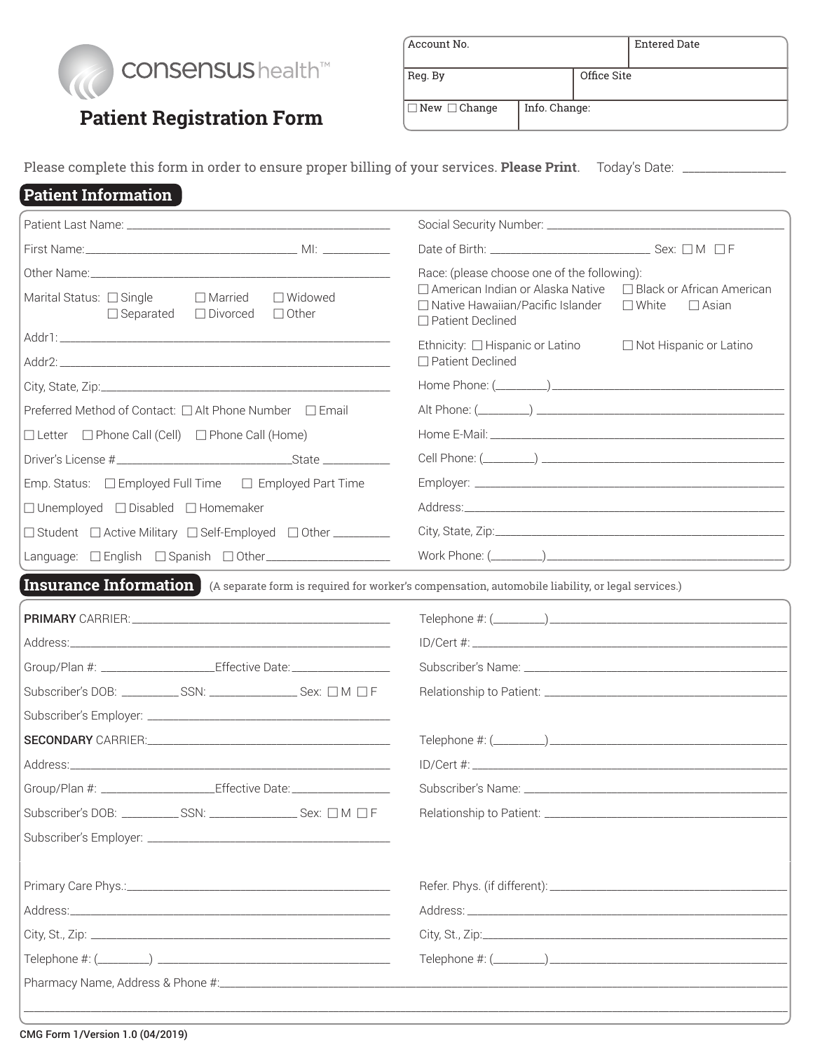consensus health™

# Patient Registration Form

| Account No. | | Entered Date |
|---|---|---|
| Reg. By | Office Site | |
| ☐ New ☐ Change | Info. Change: | |

Please complete this form in order to ensure proper billing of your services. **Please Print**. Today's Date: ____________

## Patient Information

Patient Last Name: ______________________________

First Name: ______________________ MI: ________

Other Name: ______________________________

Marital Status: ☐ Single ☐ Married ☐ Widowed ☐ Separated ☐ Divorced ☐ Other

Addr1: ______________________________

Addr2: ______________________________

City, State, Zip: ______________________________

Preferred Method of Contact: ☐ Alt Phone Number ☐ Email ☐ Letter ☐ Phone Call (Cell) ☐ Phone Call (Home)

Driver's License # ____________________ State ________

Emp. Status: ☐ Employed Full Time ☐ Employed Part Time ☐ Unemployed ☐ Disabled ☐ Homemaker ☐ Student ☐ Active Military ☐ Self-Employed ☐ Other ________

Language: ☐ English ☐ Spanish ☐ Other ______________

Social Security Number: ______________________________

Date of Birth: ____________________ Sex: ☐ M ☐ F

Race: (please choose one of the following):
☐ American Indian or Alaska Native ☐ Black or African American
☐ Native Hawaiian/Pacific Islander ☐ White ☐ Asian
☐ Patient Declined

Ethnicity: ☐ Hispanic or Latino ☐ Not Hispanic or Latino
☐ Patient Declined

Home Phone: (______) ______________________________

Alt Phone: (______) ______________________________

Home E-Mail: ______________________________

Cell Phone: (______) ______________________________

Employer: ______________________________

Address: ______________________________

City, State, Zip: ______________________________

Work Phone: (______) ______________________________

## Insurance Information

(A separate form is required for worker's compensation, automobile liability, or legal services.)

**PRIMARY** CARRIER: ______________________________

Address: ______________________________

Group/Plan #: ______________ Effective Date: ____________

Subscriber's DOB: ________ SSN: ____________ Sex: ☐ M ☐ F

Subscriber's Employer: ______________________________

Telephone #: (______) ______________________________

ID/Cert #: ______________________________

Subscriber's Name: ______________________________

Relationship to Patient: ______________________________

**SECONDARY** CARRIER: ______________________________

Address: ______________________________

Group/Plan #: ______________ Effective Date: ____________

Subscriber's DOB: ________ SSN: ____________ Sex: ☐ M ☐ F

Subscriber's Employer: ______________________________

Telephone #: (______) ______________________________

ID/Cert #: ______________________________

Subscriber's Name: ______________________________

Relationship to Patient: ______________________________

Primary Care Phys.: ______________________________

Address: ______________________________

City, St., Zip: ______________________________

Telephone #: (______) ______________________________

Refer. Phys. (if different): ______________________________

Address: ______________________________

City, St., Zip: ______________________________

Telephone #: (______) ______________________________

Pharmacy Name, Address & Phone #: ______________________________

______________________________

CMG Form 1/Version 1.0 (04/2019)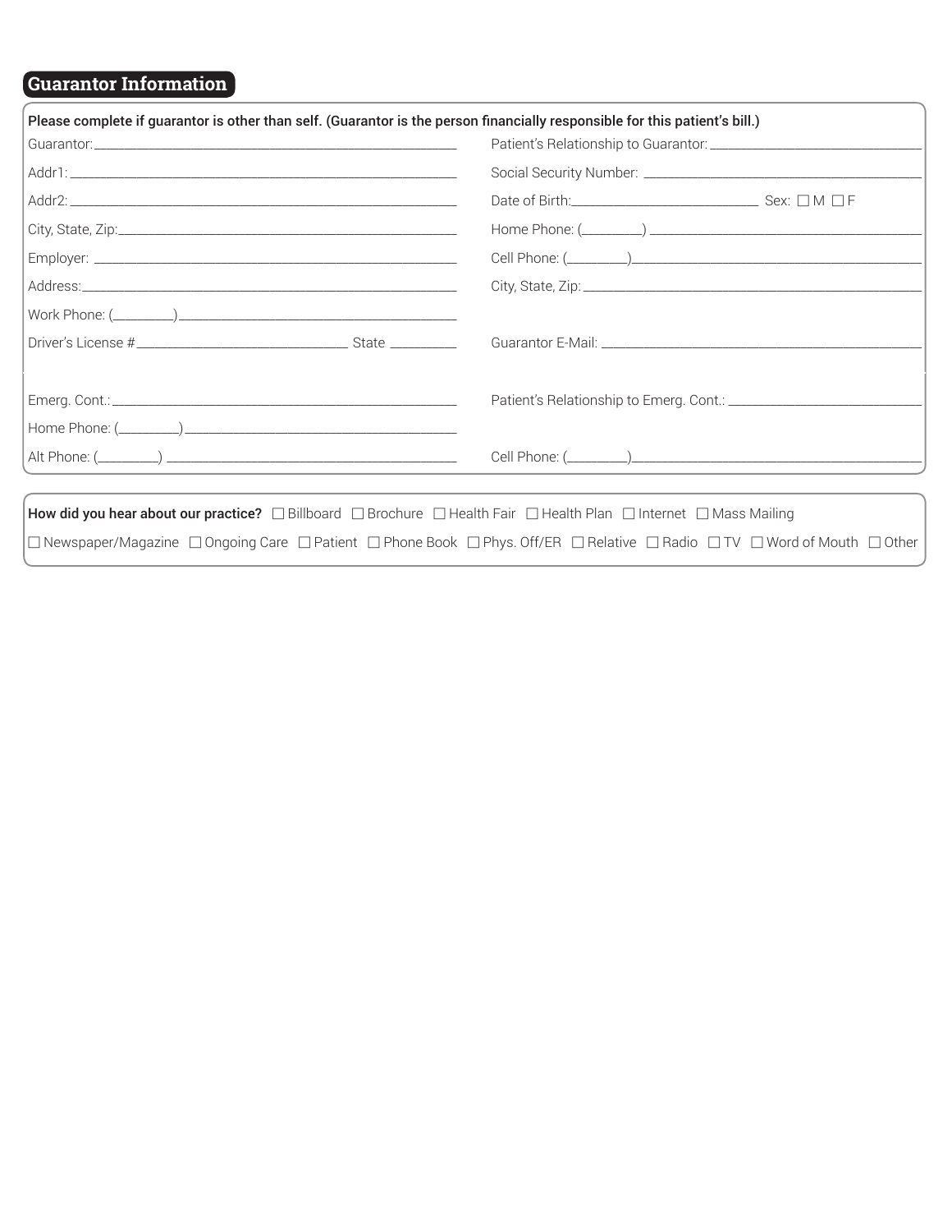## Guarantor Information

**Please complete if guarantor is other than self. (Guarantor is the person financially responsible for this patient's bill.)**

Guarantor: ____________________

Addr1: ____________________

Addr2: ____________________

City, State, Zip: ____________________

Employer: ____________________

Address: ____________________

Work Phone: (________) ____________________

Driver's License # ____________________ State ________

Patient's Relationship to Guarantor: ____________________

Social Security Number: ____________________

Date of Birth: ____________________ Sex: ☐ M ☐ F

Home Phone: (________) ____________________

Cell Phone: (________) ____________________

City, State, Zip: ____________________

Guarantor E-Mail: ____________________

Emerg. Cont.: ____________________

Home Phone: (________) ____________________

Alt Phone: (________) ____________________

Patient's Relationship to Emerg. Cont.: ____________________

Cell Phone: (________) ____________________

**How did you hear about our practice?** ☐ Billboard ☐ Brochure ☐ Health Fair ☐ Health Plan ☐ Internet ☐ Mass Mailing

☐ Newspaper/Magazine ☐ Ongoing Care ☐ Patient ☐ Phone Book ☐ Phys. Off/ER ☐ Relative ☐ Radio ☐ TV ☐ Word of Mouth ☐ Other